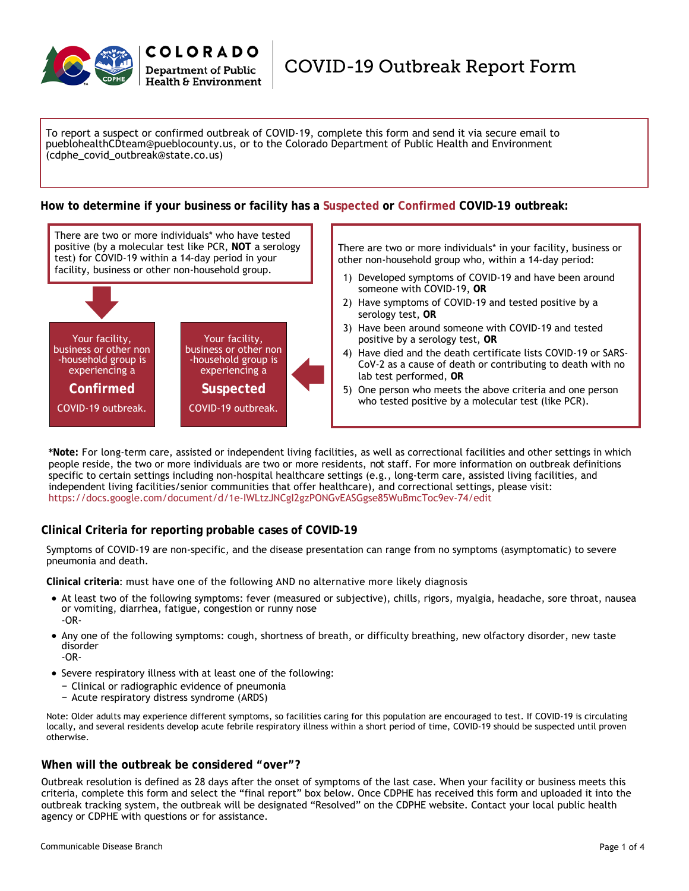COLORADO
Department of Public Health & Environment

# COVID-19 Outbreak Report Form

To report a suspect or confirmed outbreak of COVID-19, complete this form and send it via secure email to pueblohealthCDteam@pueblocounty.us, or to the Colorado Department of Public Health and Environment (cdphe_covid_outbreak@state.co.us)

## How to determine if your business or facility has a Suspected or Confirmed COVID-19 outbreak:

There are two or more individuals* who have tested positive (by a molecular test like PCR, **NOT** a serology test) for COVID-19 within a 14-day period in your facility, business or other non-household group.

Your facility, business or other non-household group is experiencing a **Confirmed** COVID-19 outbreak.

There are two or more individuals* in your facility, business or other non-household group who, within a 14-day period:

1) Developed symptoms of COVID-19 and have been around someone with COVID-19, **OR**
2) Have symptoms of COVID-19 and tested positive by a serology test, **OR**
3) Have been around someone with COVID-19 and tested positive by a serology test, **OR**
4) Have died and the death certificate lists COVID-19 or SARS-CoV-2 as a cause of death or contributing to death with no lab test performed, **OR**
5) One person who meets the above criteria and one person who tested positive by a molecular test (like PCR).

Your facility, business or other non-household group is experiencing a **Suspected** COVID-19 outbreak.

***Note:** For long-term care, assisted or independent living facilities, as well as correctional facilities and other settings in which people reside, the two or more individuals are two or more residents, not staff. For more information on outbreak definitions specific to certain settings including non-hospital healthcare settings (e.g., long-term care, assisted living facilities, and independent living facilities/senior communities that offer healthcare), and correctional settings, please visit: https://docs.google.com/document/d/1e-IWLtzJNCgI2gzPONGvEASGgse85WuBmcToc9ev-74/edit

## Clinical Criteria for reporting probable cases of COVID-19

Symptoms of COVID-19 are non-specific, and the disease presentation can range from no symptoms (asymptomatic) to severe pneumonia and death.

**Clinical criteria**: must have one of the following AND no alternative more likely diagnosis

- At least two of the following symptoms: fever (measured or subjective), chills, rigors, myalgia, headache, sore throat, nausea or vomiting, diarrhea, fatigue, congestion or runny nose
  -OR-
- Any one of the following symptoms: cough, shortness of breath, or difficulty breathing, new olfactory disorder, new taste disorder
  -OR-
- Severe respiratory illness with at least one of the following:
  - Clinical or radiographic evidence of pneumonia
  - Acute respiratory distress syndrome (ARDS)

Note: Older adults may experience different symptoms, so facilities caring for this population are encouraged to test. If COVID-19 is circulating locally, and several residents develop acute febrile respiratory illness within a short period of time, COVID-19 should be suspected until proven otherwise.

## When will the outbreak be considered “over”?

Outbreak resolution is defined as 28 days after the onset of symptoms of the last case. When your facility or business meets this criteria, complete this form and select the “final report” box below. Once CDPHE has received this form and uploaded it into the outbreak tracking system, the outbreak will be designated “Resolved” on the CDPHE website. Contact your local public health agency or CDPHE with questions or for assistance.

Communicable Disease Branch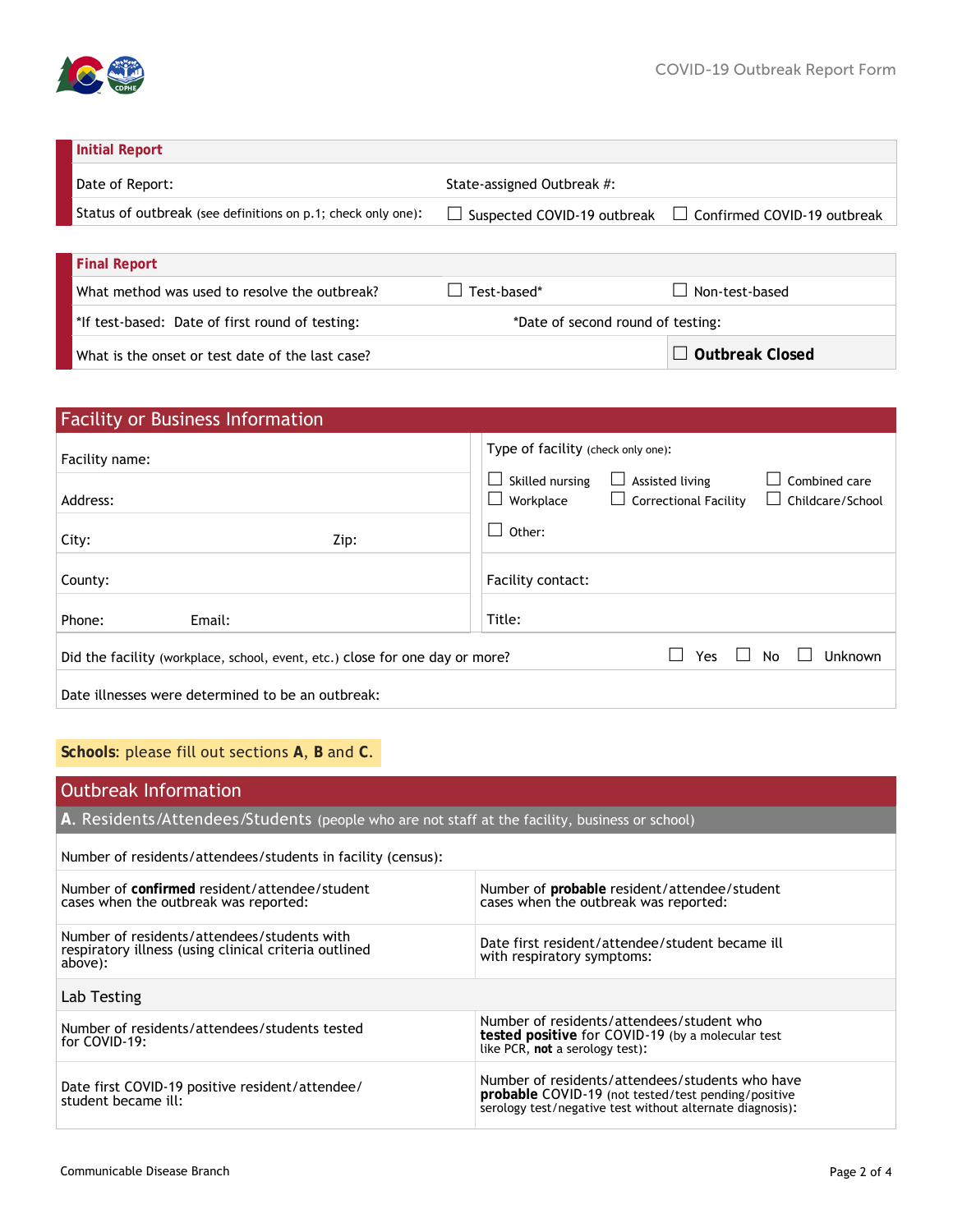## Initial Report

| | | |
|---|---|---|
| Date of Report: | State-assigned Outbreak #: | |
| Status of outbreak (see definitions on p.1; check only one): | ☐ Suspected COVID-19 outbreak | ☐ Confirmed COVID-19 outbreak |

## Final Report

| | | |
|---|---|---|
| What method was used to resolve the outbreak? | ☐ Test-based* | ☐ Non-test-based |
| *If test-based: Date of first round of testing: | *Date of second round of testing: | |
| What is the onset or test date of the last case? | | ☐ **Outbreak Closed** |

## Facility or Business Information

| | |
|---|---|
| Facility name: | Type of facility (check only one): |
| Address: | ☐ Skilled nursing ☐ Assisted living ☐ Combined care |
| | ☐ Workplace ☐ Correctional Facility ☐ Childcare/School |
| City: Zip: | ☐ Other: |
| County: | Facility contact: |
| Phone: Email: | Title: |

Did the facility (workplace, school, event, etc.) close for one day or more? ☐ Yes ☐ No ☐ Unknown

Date illnesses were determined to be an outbreak:

**Schools**: please fill out sections **A**, **B** and **C**.

## Outbreak Information

### A. Residents/Attendees/Students (people who are not staff at the facility, business or school)

Number of residents/attendees/students in facility (census):

| | |
|---|---|
| Number of **confirmed** resident/attendee/student cases when the outbreak was reported: | Number of **probable** resident/attendee/student cases when the outbreak was reported: |
| Number of residents/attendees/students with respiratory illness (using clinical criteria outlined above): | Date first resident/attendee/student became ill with respiratory symptoms: |

#### Lab Testing

| | |
|---|---|
| Number of residents/attendees/students tested for COVID-19: | Number of residents/attendees/student who **tested positive** for COVID-19 (by a molecular test like PCR, **not** a serology test): |
| Date first COVID-19 positive resident/attendee/student became ill: | Number of residents/attendees/students who have **probable** COVID-19 (not tested/test pending/positive serology test/negative test without alternate diagnosis): |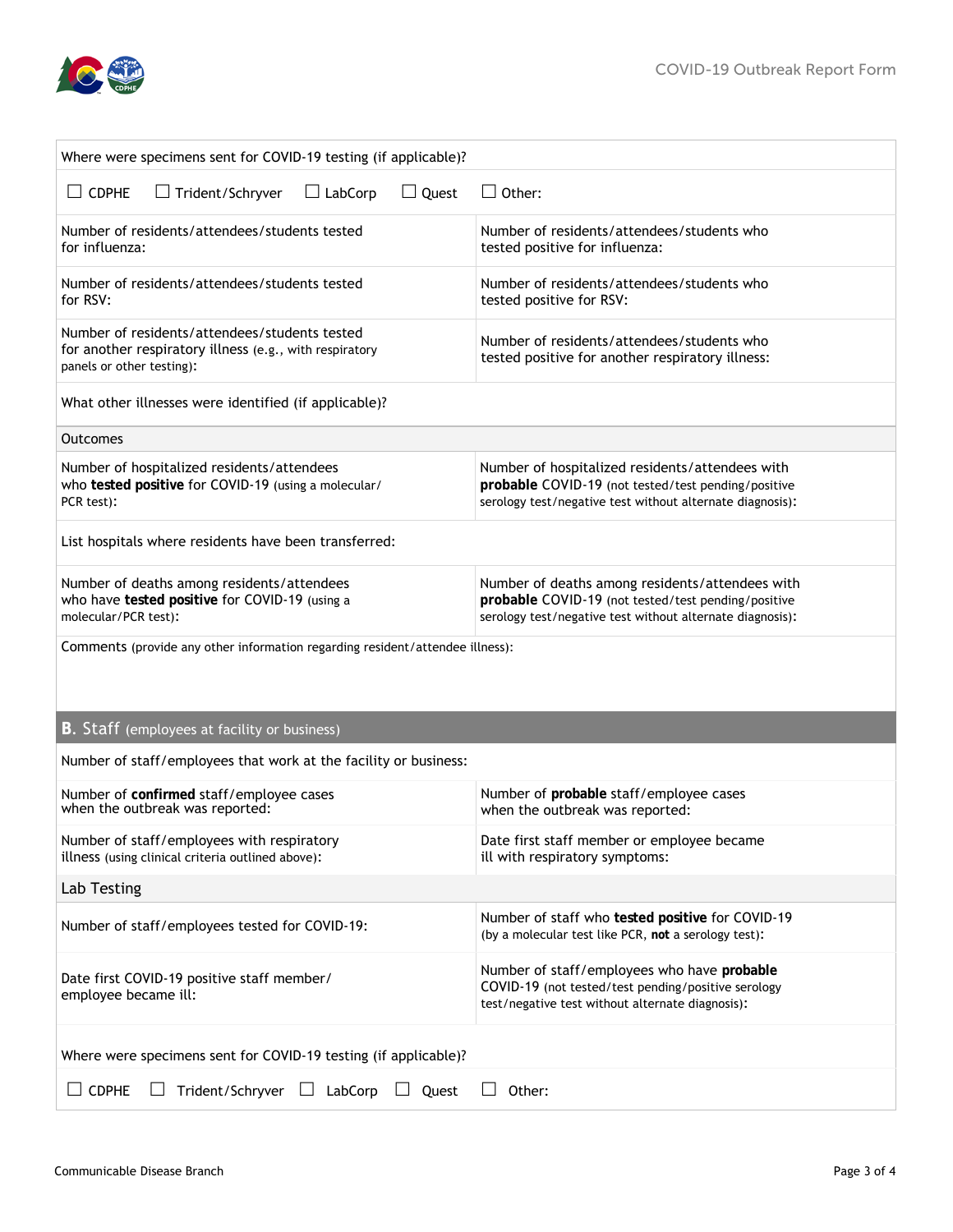Where were specimens sent for COVID-19 testing (if applicable)?

☐ CDPHE ☐ Trident/Schryver ☐ LabCorp ☐ Quest ☐ Other:

| | |
|---|---|
| Number of residents/attendees/students tested for influenza: | Number of residents/attendees/students who tested positive for influenza: |
| Number of residents/attendees/students tested for RSV: | Number of residents/attendees/students who tested positive for RSV: |
| Number of residents/attendees/students tested for another respiratory illness (e.g., with respiratory panels or other testing): | Number of residents/attendees/students who tested positive for another respiratory illness: |

What other illnesses were identified (if applicable)?

### Outcomes

| | |
|---|---|
| Number of hospitalized residents/attendees who **tested positive** for COVID-19 (using a molecular/ PCR test): | Number of hospitalized residents/attendees with **probable** COVID-19 (not tested/test pending/positive serology test/negative test without alternate diagnosis): |

List hospitals where residents have been transferred:

| | |
|---|---|
| Number of deaths among residents/attendees who have **tested positive** for COVID-19 (using a molecular/PCR test): | Number of deaths among residents/attendees with **probable** COVID-19 (not tested/test pending/positive serology test/negative test without alternate diagnosis): |

Comments (provide any other information regarding resident/attendee illness):

## B. Staff (employees at facility or business)

Number of staff/employees that work at the facility or business:

| | |
|---|---|
| Number of **confirmed** staff/employee cases when the outbreak was reported: | Number of **probable** staff/employee cases when the outbreak was reported: |
| Number of staff/employees with respiratory illness (using clinical criteria outlined above): | Date first staff member or employee became ill with respiratory symptoms: |

### Lab Testing

| | |
|---|---|
| Number of staff/employees tested for COVID-19: | Number of staff who **tested positive** for COVID-19 (by a molecular test like PCR, **not** a serology test): |
| Date first COVID-19 positive staff member/ employee became ill: | Number of staff/employees who have **probable** COVID-19 (not tested/test pending/positive serology test/negative test without alternate diagnosis): |

Where were specimens sent for COVID-19 testing (if applicable)?

☐ CDPHE ☐ Trident/Schryver ☐ LabCorp ☐ Quest ☐ Other: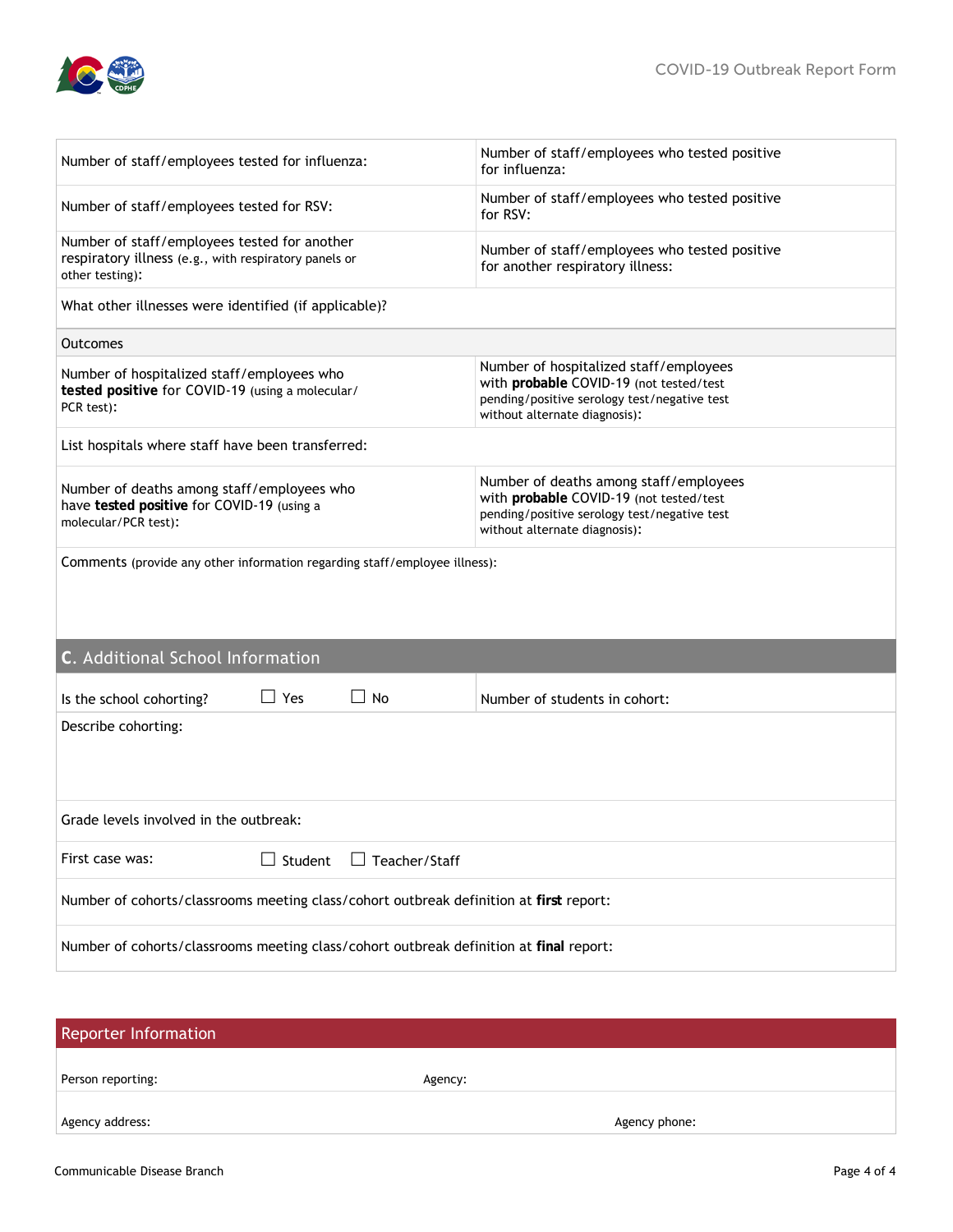| | |
|---|---|
| Number of staff/employees tested for influenza: | Number of staff/employees who tested positive for influenza: |
| Number of staff/employees tested for RSV: | Number of staff/employees who tested positive for RSV: |
| Number of staff/employees tested for another respiratory illness (e.g., with respiratory panels or other testing): | Number of staff/employees who tested positive for another respiratory illness: |
| What other illnesses were identified (if applicable)? | |

| Outcomes | |
|---|---|
| Number of hospitalized staff/employees who **tested positive** for COVID-19 (using a molecular/PCR test): | Number of hospitalized staff/employees with **probable** COVID-19 (not tested/test pending/positive serology test/negative test without alternate diagnosis): |
| List hospitals where staff have been transferred: | |
| Number of deaths among staff/employees who have **tested positive** for COVID-19 (using a molecular/PCR test): | Number of deaths among staff/employees with **probable** COVID-19 (not tested/test pending/positive serology test/negative test without alternate diagnosis): |
| Comments (provide any other information regarding staff/employee illness): | |

## C. Additional School Information

| | |
|---|---|
| Is the school cohorting? ☐ Yes ☐ No | Number of students in cohort: |
| Describe cohorting: | |
| Grade levels involved in the outbreak: | |
| First case was: ☐ Student ☐ Teacher/Staff | |
| Number of cohorts/classrooms meeting class/cohort outbreak definition at **first** report: | |
| Number of cohorts/classrooms meeting class/cohort outbreak definition at **final** report: | |

## Reporter Information

| | |
|---|---|
| Person reporting: | Agency: |
| Agency address: | Agency phone: |